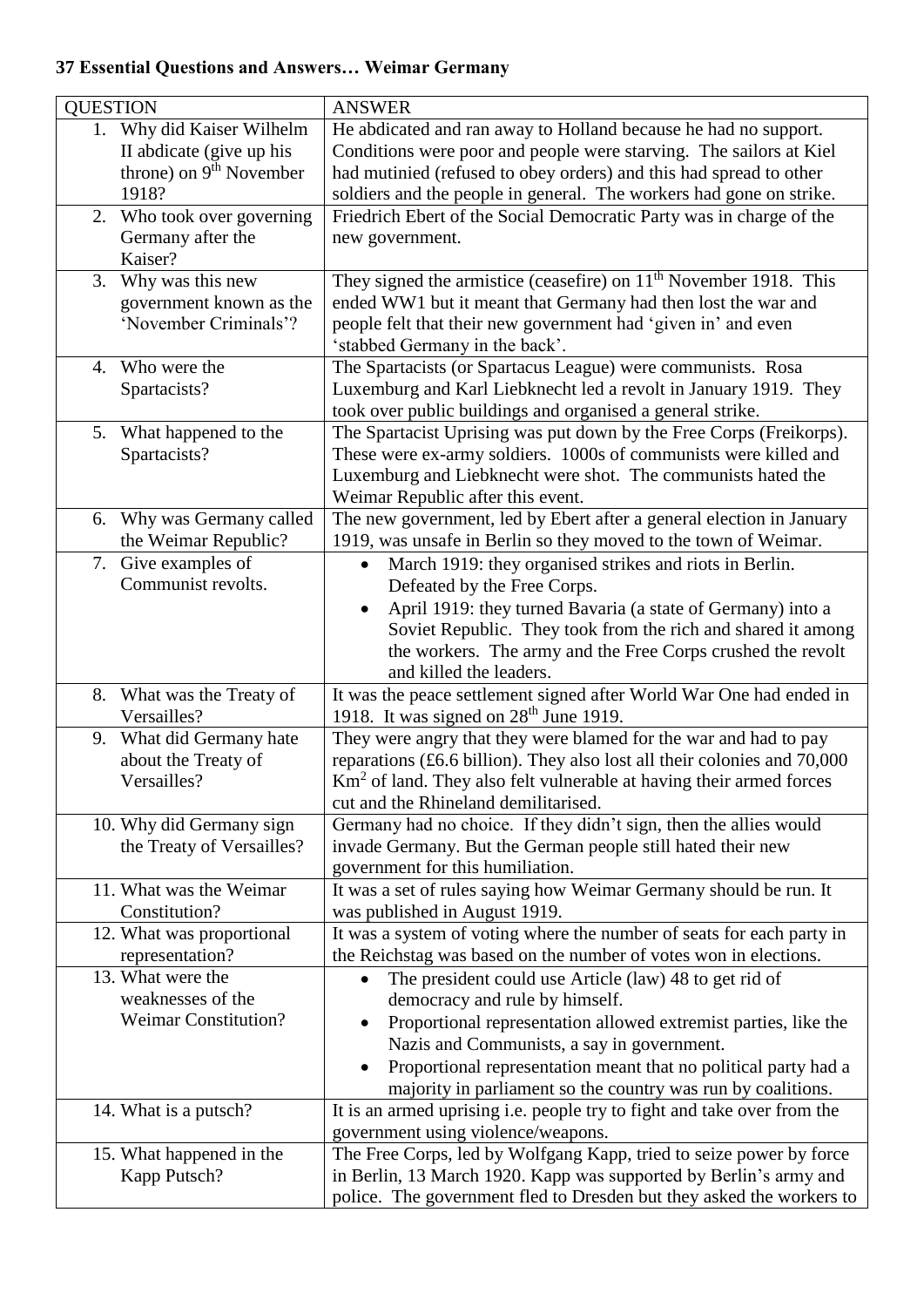**37 Essential Questions and Answers… Weimar Germany**

| QUESTION | ANSWER |
|---|---|
| 1. Why did Kaiser Wilhelm II abdicate (give up his throne) on 9th November 1918? | He abdicated and ran away to Holland because he had no support. Conditions were poor and people were starving. The sailors at Kiel had mutinied (refused to obey orders) and this had spread to other soldiers and the people in general. The workers had gone on strike. |
| 2. Who took over governing Germany after the Kaiser? | Friedrich Ebert of the Social Democratic Party was in charge of the new government. |
| 3. Why was this new government known as the 'November Criminals'? | They signed the armistice (ceasefire) on 11th November 1918. This ended WW1 but it meant that Germany had then lost the war and people felt that their new government had 'given in' and even 'stabbed Germany in the back'. |
| 4. Who were the Spartacists? | The Spartacists (or Spartacus League) were communists. Rosa Luxemburg and Karl Liebknecht led a revolt in January 1919. They took over public buildings and organised a general strike. |
| 5. What happened to the Spartacists? | The Spartacist Uprising was put down by the Free Corps (Freikorps). These were ex-army soldiers. 1000s of communists were killed and Luxemburg and Liebknecht were shot. The communists hated the Weimar Republic after this event. |
| 6. Why was Germany called the Weimar Republic? | The new government, led by Ebert after a general election in January 1919, was unsafe in Berlin so they moved to the town of Weimar. |
| 7. Give examples of Communist revolts. | • March 1919: they organised strikes and riots in Berlin. Defeated by the Free Corps.<br>• April 1919: they turned Bavaria (a state of Germany) into a Soviet Republic. They took from the rich and shared it among the workers. The army and the Free Corps crushed the revolt and killed the leaders. |
| 8. What was the Treaty of Versailles? | It was the peace settlement signed after World War One had ended in 1918. It was signed on 28th June 1919. |
| 9. What did Germany hate about the Treaty of Versailles? | They were angry that they were blamed for the war and had to pay reparations (£6.6 billion). They also lost all their colonies and 70,000 $Km^2$ of land. They also felt vulnerable at having their armed forces cut and the Rhineland demilitarised. |
| 10. Why did Germany sign the Treaty of Versailles? | Germany had no choice. If they didn't sign, then the allies would invade Germany. But the German people still hated their new government for this humiliation. |
| 11. What was the Weimar Constitution? | It was a set of rules saying how Weimar Germany should be run. It was published in August 1919. |
| 12. What was proportional representation? | It was a system of voting where the number of seats for each party in the Reichstag was based on the number of votes won in elections. |
| 13. What were the weaknesses of the Weimar Constitution? | • The president could use Article (law) 48 to get rid of democracy and rule by himself.<br>• Proportional representation allowed extremist parties, like the Nazis and Communists, a say in government.<br>• Proportional representation meant that no political party had a majority in parliament so the country was run by coalitions. |
| 14. What is a putsch? | It is an armed uprising i.e. people try to fight and take over from the government using violence/weapons. |
| 15. What happened in the Kapp Putsch? | The Free Corps, led by Wolfgang Kapp, tried to seize power by force in Berlin, 13 March 1920. Kapp was supported by Berlin's army and police. The government fled to Dresden but they asked the workers to |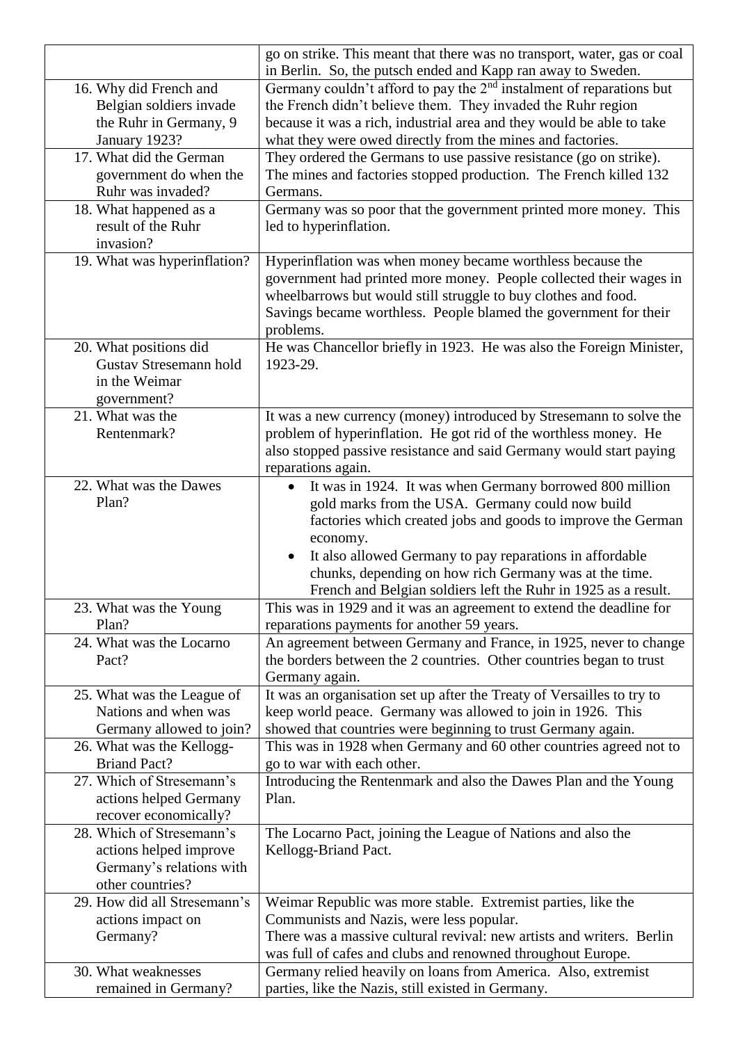| | |
|---|---|
| | go on strike. This meant that there was no transport, water, gas or coal in Berlin. So, the putsch ended and Kapp ran away to Sweden. |
| 16. Why did French and Belgian soldiers invade the Ruhr in Germany, 9 January 1923? | Germany couldn't afford to pay the 2nd instalment of reparations but the French didn't believe them. They invaded the Ruhr region because it was a rich, industrial area and they would be able to take what they were owed directly from the mines and factories. |
| 17. What did the German government do when the Ruhr was invaded? | They ordered the Germans to use passive resistance (go on strike). The mines and factories stopped production. The French killed 132 Germans. |
| 18. What happened as a result of the Ruhr invasion? | Germany was so poor that the government printed more money. This led to hyperinflation. |
| 19. What was hyperinflation? | Hyperinflation was when money became worthless because the government had printed more money. People collected their wages in wheelbarrows but would still struggle to buy clothes and food. Savings became worthless. People blamed the government for their problems. |
| 20. What positions did Gustav Stresemann hold in the Weimar government? | He was Chancellor briefly in 1923. He was also the Foreign Minister, 1923-29. |
| 21. What was the Rentenmark? | It was a new currency (money) introduced by Stresemann to solve the problem of hyperinflation. He got rid of the worthless money. He also stopped passive resistance and said Germany would start paying reparations again. |
| 22. What was the Dawes Plan? | • It was in 1924. It was when Germany borrowed 800 million gold marks from the USA. Germany could now build factories which created jobs and goods to improve the German economy.<br>• It also allowed Germany to pay reparations in affordable chunks, depending on how rich Germany was at the time. French and Belgian soldiers left the Ruhr in 1925 as a result. |
| 23. What was the Young Plan? | This was in 1929 and it was an agreement to extend the deadline for reparations payments for another 59 years. |
| 24. What was the Locarno Pact? | An agreement between Germany and France, in 1925, never to change the borders between the 2 countries. Other countries began to trust Germany again. |
| 25. What was the League of Nations and when was Germany allowed to join? | It was an organisation set up after the Treaty of Versailles to try to keep world peace. Germany was allowed to join in 1926. This showed that countries were beginning to trust Germany again. |
| 26. What was the Kellogg-Briand Pact? | This was in 1928 when Germany and 60 other countries agreed not to go to war with each other. |
| 27. Which of Stresemann's actions helped Germany recover economically? | Introducing the Rentenmark and also the Dawes Plan and the Young Plan. |
| 28. Which of Stresemann's actions helped improve Germany's relations with other countries? | The Locarno Pact, joining the League of Nations and also the Kellogg-Briand Pact. |
| 29. How did all Stresemann's actions impact on Germany? | Weimar Republic was more stable. Extremist parties, like the Communists and Nazis, were less popular.<br>There was a massive cultural revival: new artists and writers. Berlin was full of cafes and clubs and renowned throughout Europe. |
| 30. What weaknesses remained in Germany? | Germany relied heavily on loans from America. Also, extremist parties, like the Nazis, still existed in Germany. |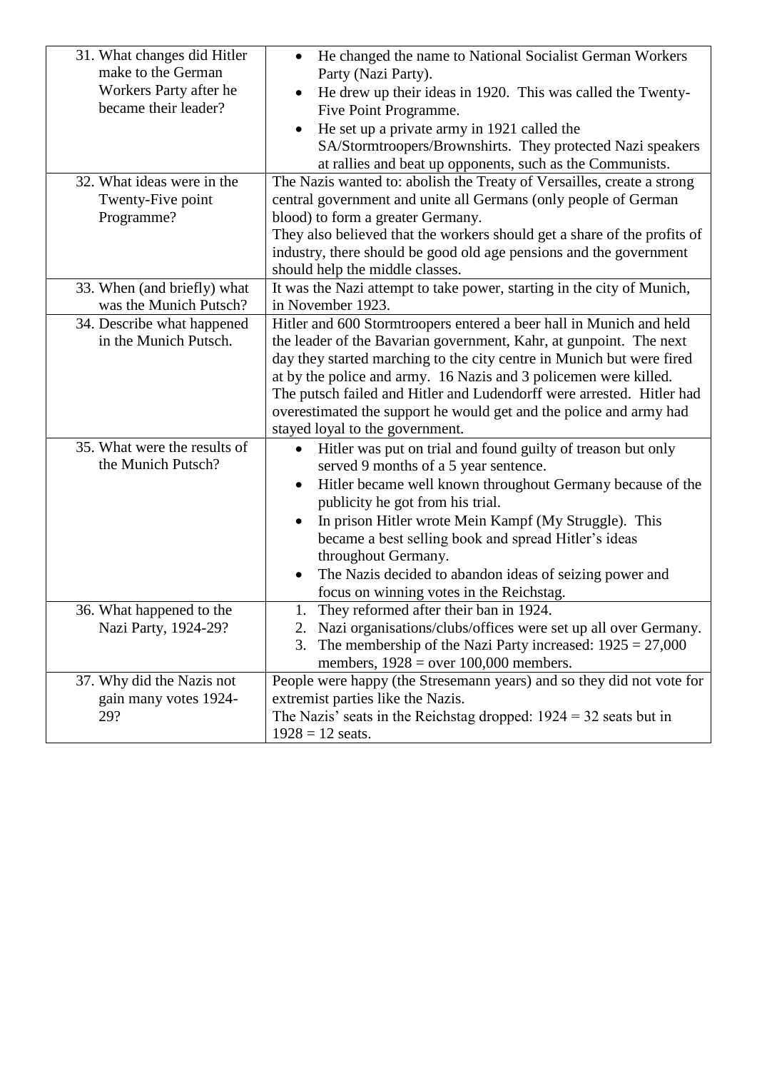| | |
|---|---|
| 31. What changes did Hitler make to the German Workers Party after he became their leader? | • He changed the name to National Socialist German Workers Party (Nazi Party).<br>• He drew up their ideas in 1920. This was called the Twenty-Five Point Programme.<br>• He set up a private army in 1921 called the SA/Stormtroopers/Brownshirts. They protected Nazi speakers at rallies and beat up opponents, such as the Communists. |
| 32. What ideas were in the Twenty-Five point Programme? | The Nazis wanted to: abolish the Treaty of Versailles, create a strong central government and unite all Germans (only people of German blood) to form a greater Germany.<br>They also believed that the workers should get a share of the profits of industry, there should be good old age pensions and the government should help the middle classes. |
| 33. When (and briefly) what was the Munich Putsch? | It was the Nazi attempt to take power, starting in the city of Munich, in November 1923. |
| 34. Describe what happened in the Munich Putsch. | Hitler and 600 Stormtroopers entered a beer hall in Munich and held the leader of the Bavarian government, Kahr, at gunpoint. The next day they started marching to the city centre in Munich but were fired at by the police and army. 16 Nazis and 3 policemen were killed. The putsch failed and Hitler and Ludendorff were arrested. Hitler had overestimated the support he would get and the police and army had stayed loyal to the government. |
| 35. What were the results of the Munich Putsch? | • Hitler was put on trial and found guilty of treason but only served 9 months of a 5 year sentence.<br>• Hitler became well known throughout Germany because of the publicity he got from his trial.<br>• In prison Hitler wrote Mein Kampf (My Struggle). This became a best selling book and spread Hitler's ideas throughout Germany.<br>• The Nazis decided to abandon ideas of seizing power and focus on winning votes in the Reichstag. |
| 36. What happened to the Nazi Party, 1924-29? | 1. They reformed after their ban in 1924.<br>2. Nazi organisations/clubs/offices were set up all over Germany.<br>3. The membership of the Nazi Party increased: 1925 = 27,000 members, 1928 = over 100,000 members. |
| 37. Why did the Nazis not gain many votes 1924-29? | People were happy (the Stresemann years) and so they did not vote for extremist parties like the Nazis.<br>The Nazis' seats in the Reichstag dropped: 1924 = 32 seats but in 1928 = 12 seats. |